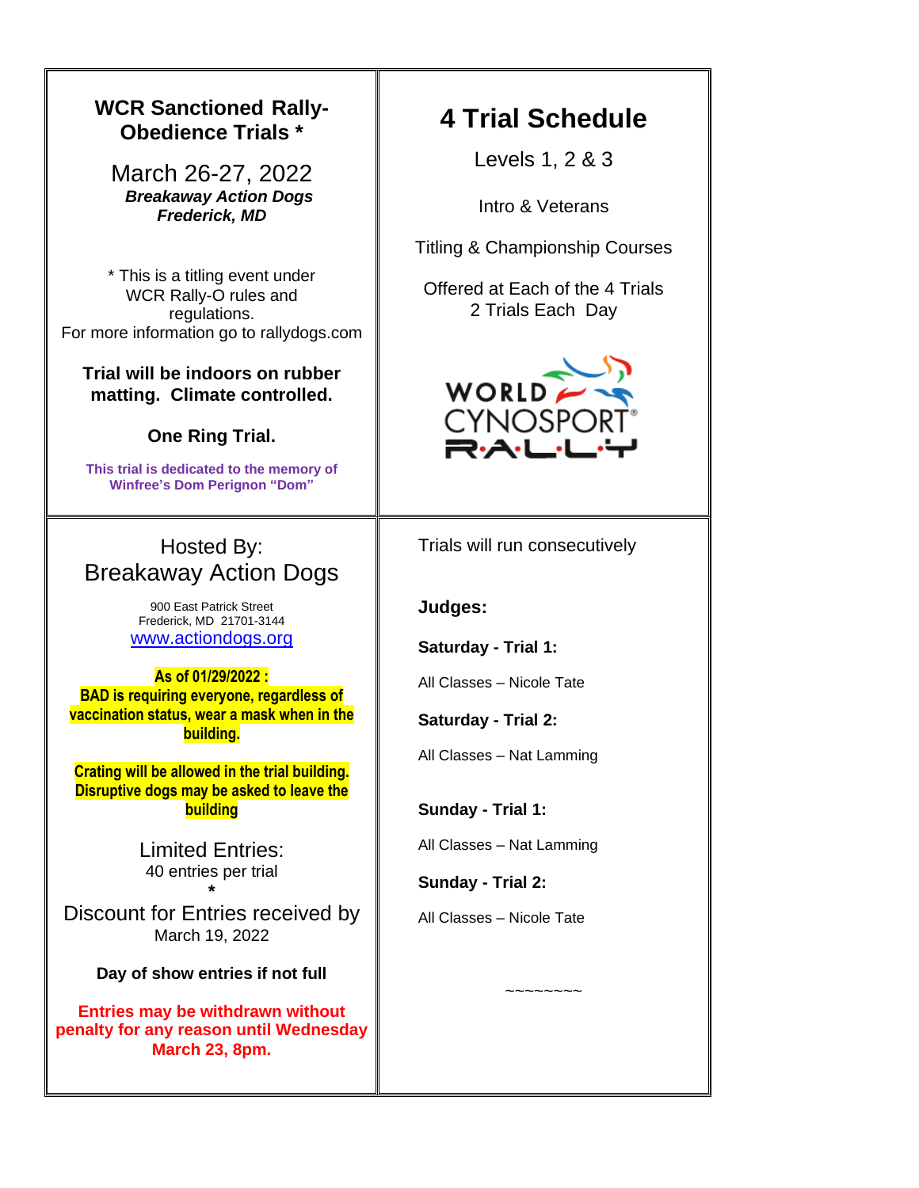## WCR Sanctioned Rally-Obedience Trials *

March 26-27, 2022

***Breakaway Action Dogs***
***Frederick, MD***

* This is a titling event under WCR Rally-O rules and regulations.
For more information go to rallydogs.com

**Trial will be indoors on rubber matting. Climate controlled.**

**One Ring Trial.**

**This trial is dedicated to the memory of Winfree's Dom Perignon "Dom"**

## 4 Trial Schedule

Levels 1, 2 & 3

Intro & Veterans

Titling & Championship Courses

Offered at Each of the 4 Trials
2 Trials Each Day

WORLD CYNOSPORT RALLY

Hosted By:
Breakaway Action Dogs

900 East Patrick Street
Frederick, MD 21701-3144
www.actiondogs.org

**As of 01/29/2022 :**
**BAD is requiring everyone, regardless of vaccination status, wear a mask when in the building.**

**Crating will be allowed in the trial building. Disruptive dogs may be asked to leave the building**

Limited Entries:
40 entries per trial
*
Discount for Entries received by
March 19, 2022

**Day of show entries if not full**

**Entries may be withdrawn without penalty for any reason until Wednesday March 23, 8pm.**

Trials will run consecutively

**Judges:**

**Saturday - Trial 1:**

All Classes – Nicole Tate

**Saturday - Trial 2:**

All Classes – Nat Lamming

**Sunday - Trial 1:**

All Classes – Nat Lamming

**Sunday - Trial 2:**

All Classes – Nicole Tate

~~~~~~~~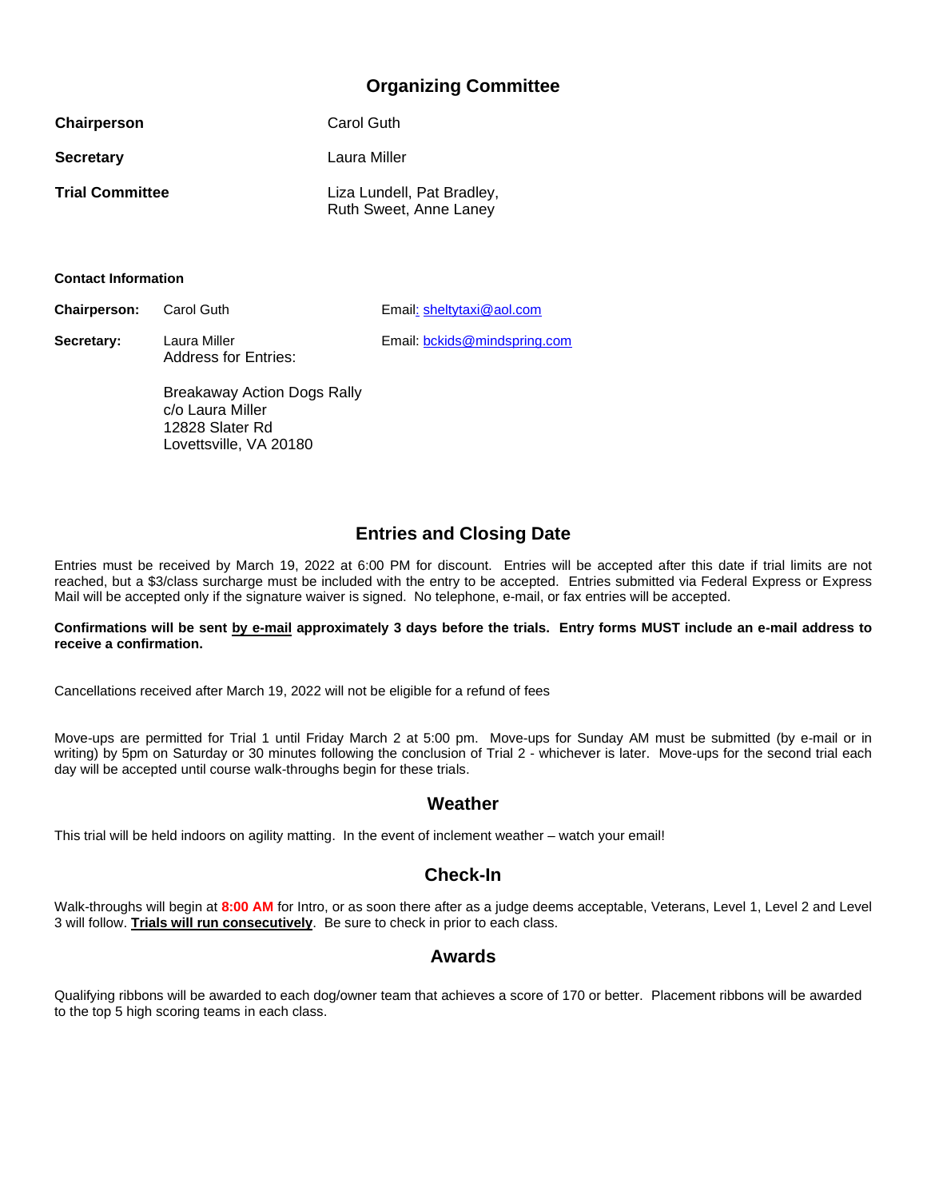## Organizing Committee

| | |
|---|---|
| **Chairperson** | Carol Guth |
| **Secretary** | Laura Miller |
| **Trial Committee** | Liza Lundell, Pat Bradley, Ruth Sweet, Anne Laney |

#### Contact Information

| | | |
|---|---|---|
| **Chairperson:** | Carol Guth | Email: sheltytaxi@aol.com |
| **Secretary:** | Laura Miller<br>Address for Entries:<br><br>Breakaway Action Dogs Rally<br>c/o Laura Miller<br>12828 Slater Rd<br>Lovettsville, VA 20180 | Email: bckids@mindspring.com |

## Entries and Closing Date

Entries must be received by March 19, 2022 at 6:00 PM for discount. Entries will be accepted after this date if trial limits are not reached, but a $3/class surcharge must be included with the entry to be accepted. Entries submitted via Federal Express or Express Mail will be accepted only if the signature waiver is signed. No telephone, e-mail, or fax entries will be accepted.

**Confirmations will be sent by e-mail approximately 3 days before the trials. Entry forms MUST include an e-mail address to receive a confirmation.**

Cancellations received after March 19, 2022 will not be eligible for a refund of fees

Move-ups are permitted for Trial 1 until Friday March 2 at 5:00 pm. Move-ups for Sunday AM must be submitted (by e-mail or in writing) by 5pm on Saturday or 30 minutes following the conclusion of Trial 2 - whichever is later. Move-ups for the second trial each day will be accepted until course walk-throughs begin for these trials.

## Weather

This trial will be held indoors on agility matting. In the event of inclement weather – watch your email!

## Check-In

Walk-throughs will begin at **8:00 AM** for Intro, or as soon there after as a judge deems acceptable, Veterans, Level 1, Level 2 and Level 3 will follow. **Trials will run consecutively**. Be sure to check in prior to each class.

## Awards

Qualifying ribbons will be awarded to each dog/owner team that achieves a score of 170 or better. Placement ribbons will be awarded to the top 5 high scoring teams in each class.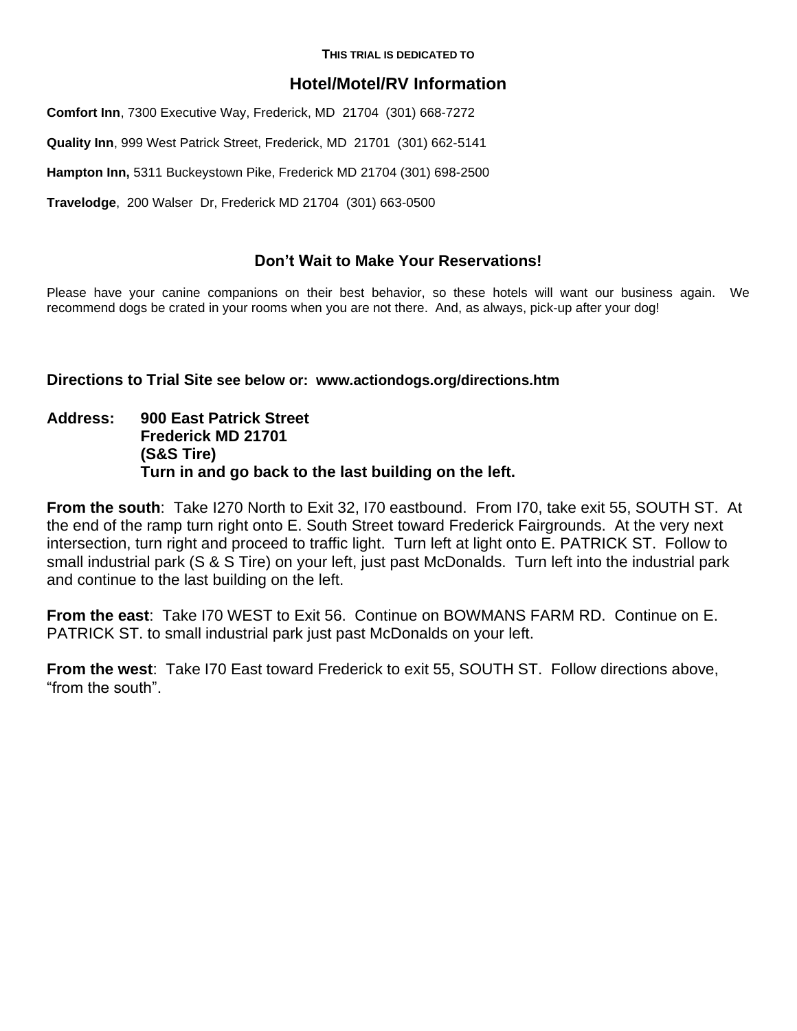**THIS TRIAL IS DEDICATED TO**

## Hotel/Motel/RV Information

**Comfort Inn**, 7300 Executive Way, Frederick, MD 21704 (301) 668-7272

**Quality Inn**, 999 West Patrick Street, Frederick, MD 21701 (301) 662-5141

**Hampton Inn,** 5311 Buckeystown Pike, Frederick MD 21704 (301) 698-2500

**Travelodge**, 200 Walser Dr, Frederick MD 21704 (301) 663-0500

### Don't Wait to Make Your Reservations!

Please have your canine companions on their best behavior, so these hotels will want our business again. We recommend dogs be crated in your rooms when you are not there. And, as always, pick-up after your dog!

**Directions to Trial Site see below or: www.actiondogs.org/directions.htm**

**Address: 900 East Patrick Street**
**Frederick MD 21701**
**(S&S Tire)**
**Turn in and go back to the last building on the left.**

**From the south**: Take I270 North to Exit 32, I70 eastbound. From I70, take exit 55, SOUTH ST. At the end of the ramp turn right onto E. South Street toward Frederick Fairgrounds. At the very next intersection, turn right and proceed to traffic light. Turn left at light onto E. PATRICK ST. Follow to small industrial park (S & S Tire) on your left, just past McDonalds. Turn left into the industrial park and continue to the last building on the left.

**From the east**: Take I70 WEST to Exit 56. Continue on BOWMANS FARM RD. Continue on E. PATRICK ST. to small industrial park just past McDonalds on your left.

**From the west**: Take I70 East toward Frederick to exit 55, SOUTH ST. Follow directions above, "from the south".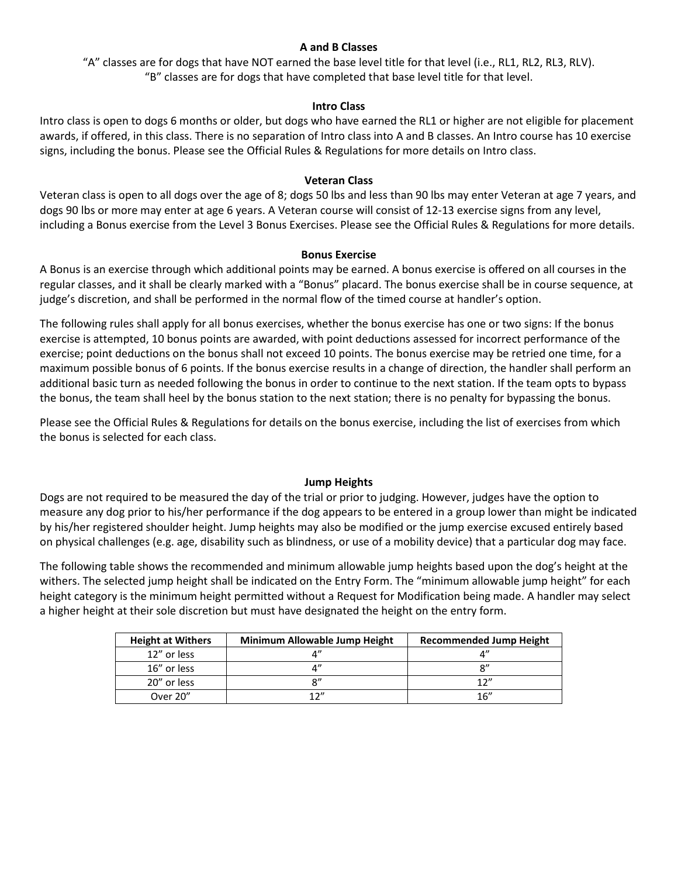### A and B Classes

"A" classes are for dogs that have NOT earned the base level title for that level (i.e., RL1, RL2, RL3, RLV).
"B" classes are for dogs that have completed that base level title for that level.

### Intro Class

Intro class is open to dogs 6 months or older, but dogs who have earned the RL1 or higher are not eligible for placement awards, if offered, in this class. There is no separation of Intro class into A and B classes. An Intro course has 10 exercise signs, including the bonus. Please see the Official Rules & Regulations for more details on Intro class.

### Veteran Class

Veteran class is open to all dogs over the age of 8; dogs 50 lbs and less than 90 lbs may enter Veteran at age 7 years, and dogs 90 lbs or more may enter at age 6 years. A Veteran course will consist of 12-13 exercise signs from any level, including a Bonus exercise from the Level 3 Bonus Exercises. Please see the Official Rules & Regulations for more details.

### Bonus Exercise

A Bonus is an exercise through which additional points may be earned. A bonus exercise is offered on all courses in the regular classes, and it shall be clearly marked with a "Bonus" placard. The bonus exercise shall be in course sequence, at judge's discretion, and shall be performed in the normal flow of the timed course at handler's option.

The following rules shall apply for all bonus exercises, whether the bonus exercise has one or two signs: If the bonus exercise is attempted, 10 bonus points are awarded, with point deductions assessed for incorrect performance of the exercise; point deductions on the bonus shall not exceed 10 points. The bonus exercise may be retried one time, for a maximum possible bonus of 6 points. If the bonus exercise results in a change of direction, the handler shall perform an additional basic turn as needed following the bonus in order to continue to the next station. If the team opts to bypass the bonus, the team shall heel by the bonus station to the next station; there is no penalty for bypassing the bonus.

Please see the Official Rules & Regulations for details on the bonus exercise, including the list of exercises from which the bonus is selected for each class.

### Jump Heights

Dogs are not required to be measured the day of the trial or prior to judging. However, judges have the option to measure any dog prior to his/her performance if the dog appears to be entered in a group lower than might be indicated by his/her registered shoulder height. Jump heights may also be modified or the jump exercise excused entirely based on physical challenges (e.g. age, disability such as blindness, or use of a mobility device) that a particular dog may face.

The following table shows the recommended and minimum allowable jump heights based upon the dog's height at the withers. The selected jump height shall be indicated on the Entry Form. The "minimum allowable jump height" for each height category is the minimum height permitted without a Request for Modification being made. A handler may select a higher height at their sole discretion but must have designated the height on the entry form.

| Height at Withers | Minimum Allowable Jump Height | Recommended Jump Height |
|---|---|---|
| 12" or less | 4" | 4" |
| 16" or less | 4" | 8" |
| 20" or less | 8" | 12" |
| Over 20" | 12" | 16" |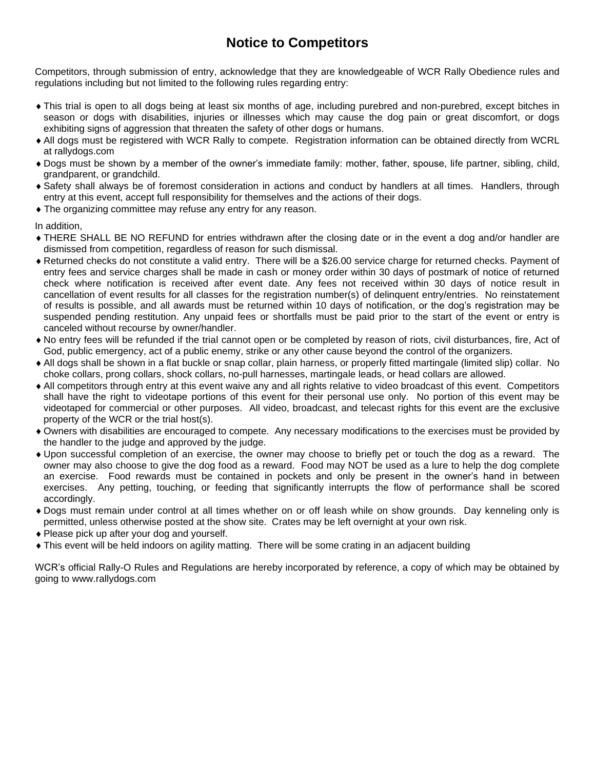# Notice to Competitors

Competitors, through submission of entry, acknowledge that they are knowledgeable of WCR Rally Obedience rules and regulations including but not limited to the following rules regarding entry:

- This trial is open to all dogs being at least six months of age, including purebred and non-purebred, except bitches in season or dogs with disabilities, injuries or illnesses which may cause the dog pain or great discomfort, or dogs exhibiting signs of aggression that threaten the safety of other dogs or humans.
- All dogs must be registered with WCR Rally to compete. Registration information can be obtained directly from WCRL at rallydogs.com
- Dogs must be shown by a member of the owner's immediate family: mother, father, spouse, life partner, sibling, child, grandparent, or grandchild.
- Safety shall always be of foremost consideration in actions and conduct by handlers at all times. Handlers, through entry at this event, accept full responsibility for themselves and the actions of their dogs.
- The organizing committee may refuse any entry for any reason.

In addition,

- THERE SHALL BE NO REFUND for entries withdrawn after the closing date or in the event a dog and/or handler are dismissed from competition, regardless of reason for such dismissal.
- Returned checks do not constitute a valid entry. There will be a $26.00 service charge for returned checks. Payment of entry fees and service charges shall be made in cash or money order within 30 days of postmark of notice of returned check where notification is received after event date. Any fees not received within 30 days of notice result in cancellation of event results for all classes for the registration number(s) of delinquent entry/entries. No reinstatement of results is possible, and all awards must be returned within 10 days of notification, or the dog's registration may be suspended pending restitution. Any unpaid fees or shortfalls must be paid prior to the start of the event or entry is canceled without recourse by owner/handler.
- No entry fees will be refunded if the trial cannot open or be completed by reason of riots, civil disturbances, fire, Act of God, public emergency, act of a public enemy, strike or any other cause beyond the control of the organizers.
- All dogs shall be shown in a flat buckle or snap collar, plain harness, or properly fitted martingale (limited slip) collar. No choke collars, prong collars, shock collars, no-pull harnesses, martingale leads, or head collars are allowed.
- All competitors through entry at this event waive any and all rights relative to video broadcast of this event. Competitors shall have the right to videotape portions of this event for their personal use only. No portion of this event may be videotaped for commercial or other purposes. All video, broadcast, and telecast rights for this event are the exclusive property of the WCR or the trial host(s).
- Owners with disabilities are encouraged to compete. Any necessary modifications to the exercises must be provided by the handler to the judge and approved by the judge.
- Upon successful completion of an exercise, the owner may choose to briefly pet or touch the dog as a reward. The owner may also choose to give the dog food as a reward. Food may NOT be used as a lure to help the dog complete an exercise. Food rewards must be contained in pockets and only be present in the owner's hand in between exercises. Any petting, touching, or feeding that significantly interrupts the flow of performance shall be scored accordingly.
- Dogs must remain under control at all times whether on or off leash while on show grounds. Day kenneling only is permitted, unless otherwise posted at the show site. Crates may be left overnight at your own risk.
- Please pick up after your dog and yourself.
- This event will be held indoors on agility matting. There will be some crating in an adjacent building

WCR's official Rally-O Rules and Regulations are hereby incorporated by reference, a copy of which may be obtained by going to www.rallydogs.com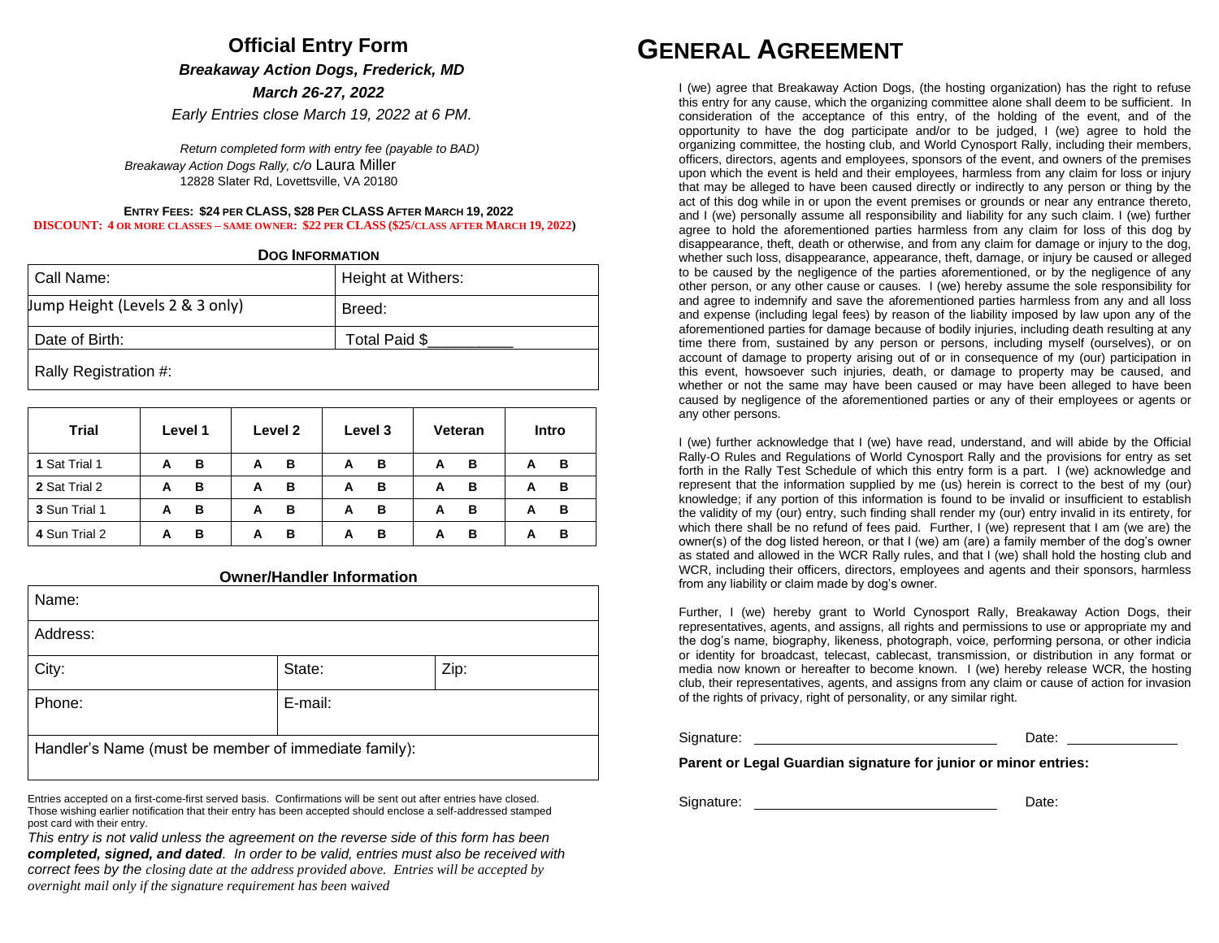# Official Entry Form

***Breakaway Action Dogs, Frederick, MD***

***March 26-27, 2022***

*Early Entries close March 19, 2022 at 6 PM.*

*Return completed form with entry fee (payable to BAD)*
*Breakaway Action Dogs Rally, c/o* Laura Miller
12828 Slater Rd, Lovettsville, VA 20180

**ENTRY FEES: $24 PER CLASS, $28 PER CLASS AFTER MARCH 19, 2022**
**DISCOUNT: 4 OR MORE CLASSES – SAME OWNER: $22 PER CLASS ($25/CLASS AFTER MARCH 19, 2022)**

**DOG INFORMATION**

| | |
|---|---|
| Call Name: | Height at Withers: |
| Jump Height (Levels 2 & 3 only) | Breed: |
| Date of Birth: | Total Paid $__________ |
| Rally Registration #: | |

| Trial | Level 1 | Level 2 | Level 3 | Veteran | Intro |
|---|---|---|---|---|---|
| **1** Sat Trial 1 | **A B** | **A B** | **A B** | **A B** | **A B** |
| **2** Sat Trial 2 | **A B** | **A B** | **A B** | **A B** | **A B** |
| **3** Sun Trial 1 | **A B** | **A B** | **A B** | **A B** | **A B** |
| **4** Sun Trial 2 | **A B** | **A B** | **A B** | **A B** | **A B** |

**Owner/Handler Information**

| | | |
|---|---|---|
| Name: | | |
| Address: | | |
| City: | State: | Zip: |
| Phone: | E-mail: | |
| Handler's Name (must be member of immediate family): | | |

Entries accepted on a first-come-first served basis. Confirmations will be sent out after entries have closed. Those wishing earlier notification that their entry has been accepted should enclose a self-addressed stamped post card with their entry.

*This entry is not valid unless the agreement on the reverse side of this form has been* ***completed, signed, and dated****. In order to be valid, entries must also be received with correct fees by the closing date at the address provided above. Entries will be accepted by overnight mail only if the signature requirement has been waived*

# GENERAL AGREEMENT

I (we) agree that Breakaway Action Dogs, (the hosting organization) has the right to refuse this entry for any cause, which the organizing committee alone shall deem to be sufficient. In consideration of the acceptance of this entry, of the holding of the event, and of the opportunity to have the dog participate and/or to be judged, I (we) agree to hold the organizing committee, the hosting club, and World Cynosport Rally, including their members, officers, directors, agents and employees, sponsors of the event, and owners of the premises upon which the event is held and their employees, harmless from any claim for loss or injury that may be alleged to have been caused directly or indirectly to any person or thing by the act of this dog while in or upon the event premises or grounds or near any entrance thereto, and I (we) personally assume all responsibility and liability for any such claim. I (we) further agree to hold the aforementioned parties harmless from any claim for loss of this dog by disappearance, theft, death or otherwise, and from any claim for damage or injury to the dog, whether such loss, disappearance, appearance, theft, damage, or injury be caused or alleged to be caused by the negligence of the parties aforementioned, or by the negligence of any other person, or any other cause or causes. I (we) hereby assume the sole responsibility for and agree to indemnify and save the aforementioned parties harmless from any and all loss and expense (including legal fees) by reason of the liability imposed by law upon any of the aforementioned parties for damage because of bodily injuries, including death resulting at any time there from, sustained by any person or persons, including myself (ourselves), or on account of damage to property arising out of or in consequence of my (our) participation in this event, howsoever such injuries, death, or damage to property may be caused, and whether or not the same may have been caused or may have been alleged to have been caused by negligence of the aforementioned parties or any of their employees or agents or any other persons.

I (we) further acknowledge that I (we) have read, understand, and will abide by the Official Rally-O Rules and Regulations of World Cynosport Rally and the provisions for entry as set forth in the Rally Test Schedule of which this entry form is a part. I (we) acknowledge and represent that the information supplied by me (us) herein is correct to the best of my (our) knowledge; if any portion of this information is found to be invalid or insufficient to establish the validity of my (our) entry, such finding shall render my (our) entry invalid in its entirety, for which there shall be no refund of fees paid. Further, I (we) represent that I am (we are) the owner(s) of the dog listed hereon, or that I (we) am (are) a family member of the dog's owner as stated and allowed in the WCR Rally rules, and that I (we) shall hold the hosting club and WCR, including their officers, directors, employees and agents and their sponsors, harmless from any liability or claim made by dog's owner.

Further, I (we) hereby grant to World Cynosport Rally, Breakaway Action Dogs, their representatives, agents, and assigns, all rights and permissions to use or appropriate my and the dog's name, biography, likeness, photograph, voice, performing persona, or other indicia or identity for broadcast, telecast, cablecast, transmission, or distribution in any format or media now known or hereafter to become known. I (we) hereby release WCR, the hosting club, their representatives, agents, and assigns from any claim or cause of action for invasion of the rights of privacy, right of personality, or any similar right.

Signature: ______________________________ Date: ______________

**Parent or Legal Guardian signature for junior or minor entries:**

Signature: ______________________________ Date: